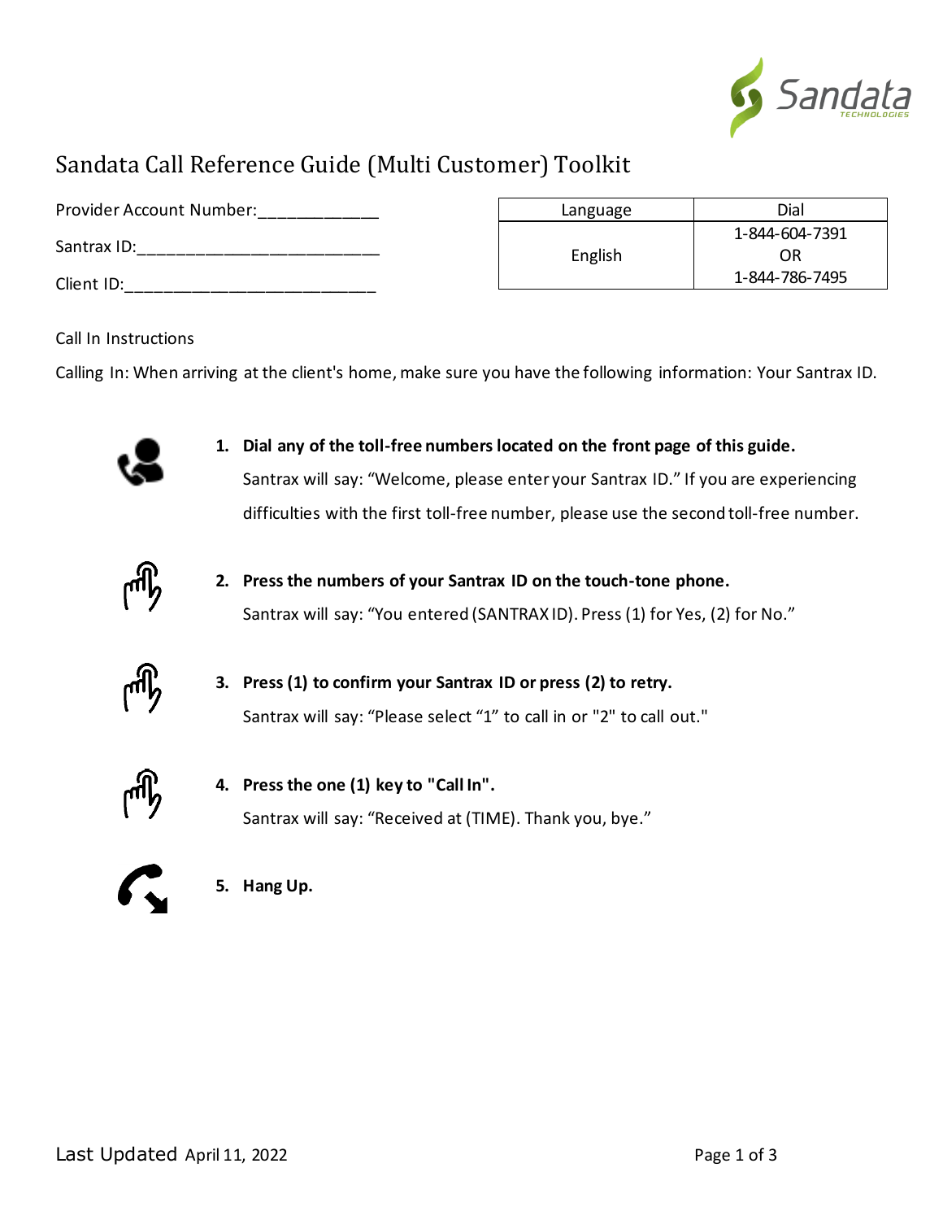# Sandata Call Reference Guide (Multi Customer) Toolkit

Provider Account Number:_____________

Santrax ID:_________________________

Client ID:__________________________

| Language | Dial |
|---|---|
| English | 1-844-604-7391<br>OR<br>1-844-786-7495 |

Call In Instructions

Calling In: When arriving at the client's home, make sure you have the following information: Your Santrax ID.

1. **Dial any of the toll-free numbers located on the front page of this guide.**
   Santrax will say: "Welcome, please enter your Santrax ID." If you are experiencing difficulties with the first toll-free number, please use the second toll-free number.

2. **Press the numbers of your Santrax ID on the touch-tone phone.**
   Santrax will say: "You entered (SANTRAX ID). Press (1) for Yes, (2) for No."

3. **Press (1) to confirm your Santrax ID or press (2) to retry.**
   Santrax will say: "Please select "1" to call in or "2" to call out."

4. **Press the one (1) key to "Call In".**
   Santrax will say: "Received at (TIME). Thank you, bye."

5. **Hang Up.**

Last Updated April 11, 2022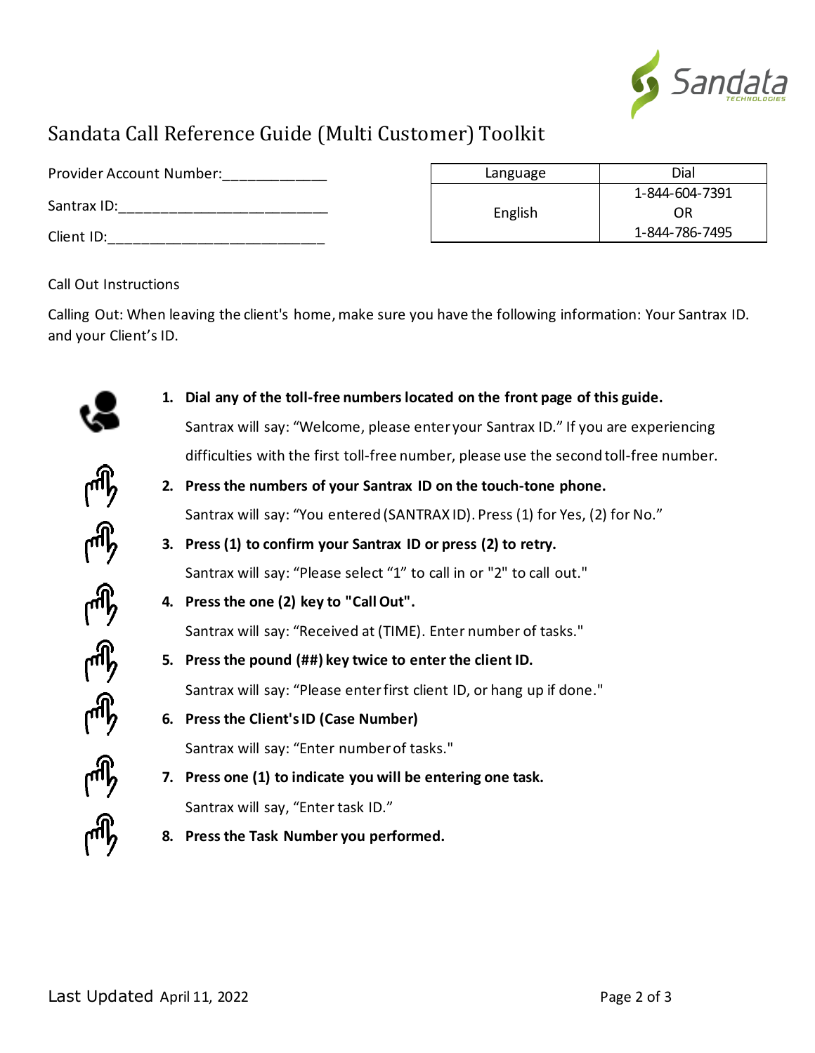# Sandata Call Reference Guide (Multi Customer) Toolkit

Provider Account Number:_____________

Santrax ID:_________________________

Client ID:__________________________

| Language | Dial |
|---|---|
| English | 1-844-604-7391<br>OR<br>1-844-786-7495 |

Call Out Instructions

Calling Out: When leaving the client's home, make sure you have the following information: Your Santrax ID. and your Client's ID.

1. **Dial any of the toll-free numbers located on the front page of this guide.**

   Santrax will say: "Welcome, please enter your Santrax ID." If you are experiencing difficulties with the first toll-free number, please use the second toll-free number.

2. **Press the numbers of your Santrax ID on the touch-tone phone.**

   Santrax will say: "You entered (SANTRAX ID). Press (1) for Yes, (2) for No."

3. **Press (1) to confirm your Santrax ID or press (2) to retry.**

   Santrax will say: "Please select "1" to call in or "2" to call out."

4. **Press the one (2) key to "Call Out".**

   Santrax will say: "Received at (TIME). Enter number of tasks."

5. **Press the pound (##) key twice to enter the client ID.**

   Santrax will say: "Please enter first client ID, or hang up if done."

6. **Press the Client's ID (Case Number)**

   Santrax will say: "Enter number of tasks."

7. **Press one (1) to indicate you will be entering one task.**

   Santrax will say, "Enter task ID."

8. **Press the Task Number you performed.**

Last Updated April 11, 2022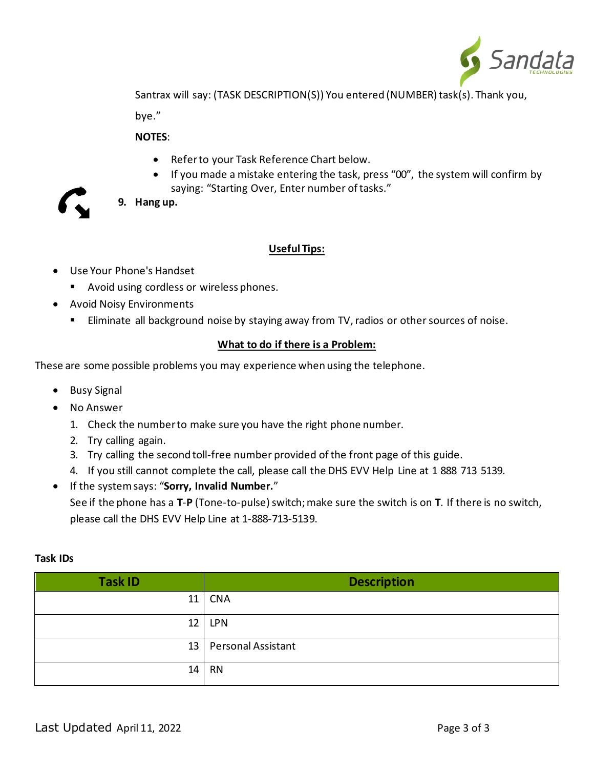Santrax will say: (TASK DESCRIPTION(S)) You entered (NUMBER) task(s). Thank you, bye."

**NOTES**:

- Refer to your Task Reference Chart below.
- If you made a mistake entering the task, press "00", the system will confirm by saying: "Starting Over, Enter number of tasks."

9. **Hang up.**

## Useful Tips:

- Use Your Phone's Handset
  - Avoid using cordless or wireless phones.
- Avoid Noisy Environments
  - Eliminate all background noise by staying away from TV, radios or other sources of noise.

## What to do if there is a Problem:

These are some possible problems you may experience when using the telephone.

- Busy Signal
- No Answer
  1. Check the number to make sure you have the right phone number.
  2. Try calling again.
  3. Try calling the second toll-free number provided of the front page of this guide.
  4. If you still cannot complete the call, please call the DHS EVV Help Line at 1 888 713 5139.
- If the system says: "**Sorry, Invalid Number.**"
  See if the phone has a **T**-**P** (Tone-to-pulse) switch; make sure the switch is on **T**. If there is no switch, please call the DHS EVV Help Line at 1-888-713-5139.

**Task IDs**

| Task ID | Description |
|---|---|
| 11 | CNA |
| 12 | LPN |
| 13 | Personal Assistant |
| 14 | RN |

Last Updated April 11, 2022